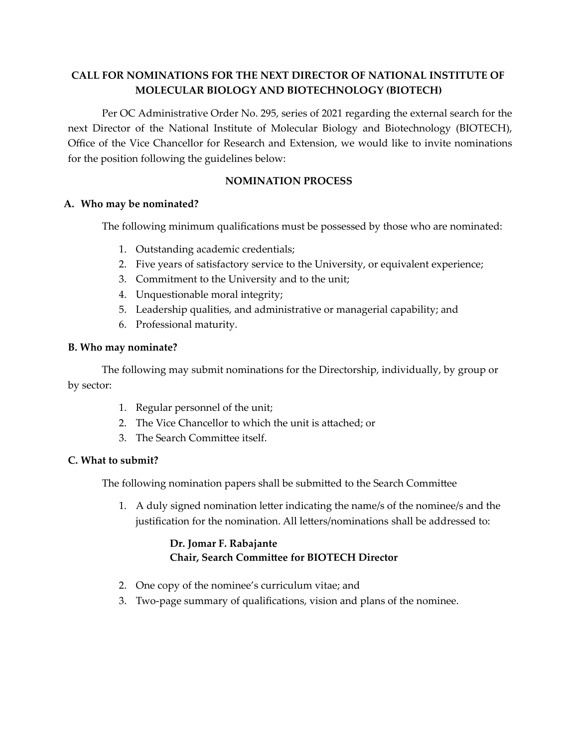## CALL FOR NOMINATIONS FOR THE NEXT DIRECTOR OF NATIONAL INSTITUTE OF MOLECULAR BIOLOGY AND BIOTECHNOLOGY (BIOTECH)

Per OC Administrative Order No. 295, series of 2021 regarding the external search for the next Director of the National Institute of Molecular Biology and Biotechnology (BIOTECH), Office of the Vice Chancellor for Research and Extension, we would like to invite nominations for the position following the guidelines below:

### NOMINATION PROCESS

**A. Who may be nominated?**

The following minimum qualifications must be possessed by those who are nominated:

1. Outstanding academic credentials;
2. Five years of satisfactory service to the University, or equivalent experience;
3. Commitment to the University and to the unit;
4. Unquestionable moral integrity;
5. Leadership qualities, and administrative or managerial capability; and
6. Professional maturity.

**B. Who may nominate?**

The following may submit nominations for the Directorship, individually, by group or by sector:

1. Regular personnel of the unit;
2. The Vice Chancellor to which the unit is attached; or
3. The Search Committee itself.

**C. What to submit?**

The following nomination papers shall be submitted to the Search Committee

1. A duly signed nomination letter indicating the name/s of the nominee/s and the justification for the nomination. All letters/nominations shall be addressed to:

   **Dr. Jomar F. Rabajante**
   **Chair, Search Committee for BIOTECH Director**

2. One copy of the nominee's curriculum vitae; and
3. Two-page summary of qualifications, vision and plans of the nominee.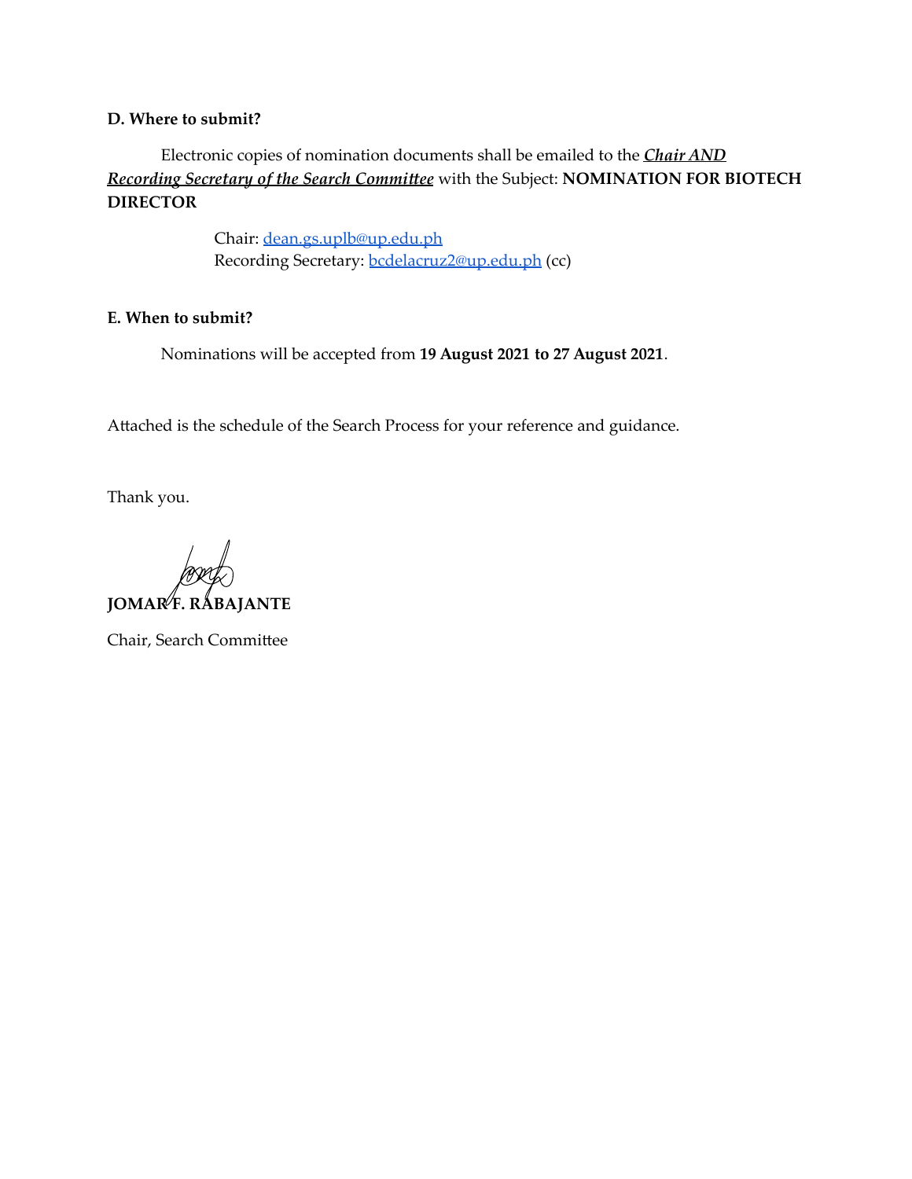**D. Where to submit?**

Electronic copies of nomination documents shall be emailed to the ***Chair AND Recording Secretary of the Search Committee*** with the Subject: **NOMINATION FOR BIOTECH DIRECTOR**

Chair: dean.gs.uplb@up.edu.ph
Recording Secretary: bcdelacruz2@up.edu.ph (cc)

**E. When to submit?**

Nominations will be accepted from **19 August 2021 to 27 August 2021**.

Attached is the schedule of the Search Process for your reference and guidance.

Thank you.

**JOMAR F. RABAJANTE**

Chair, Search Committee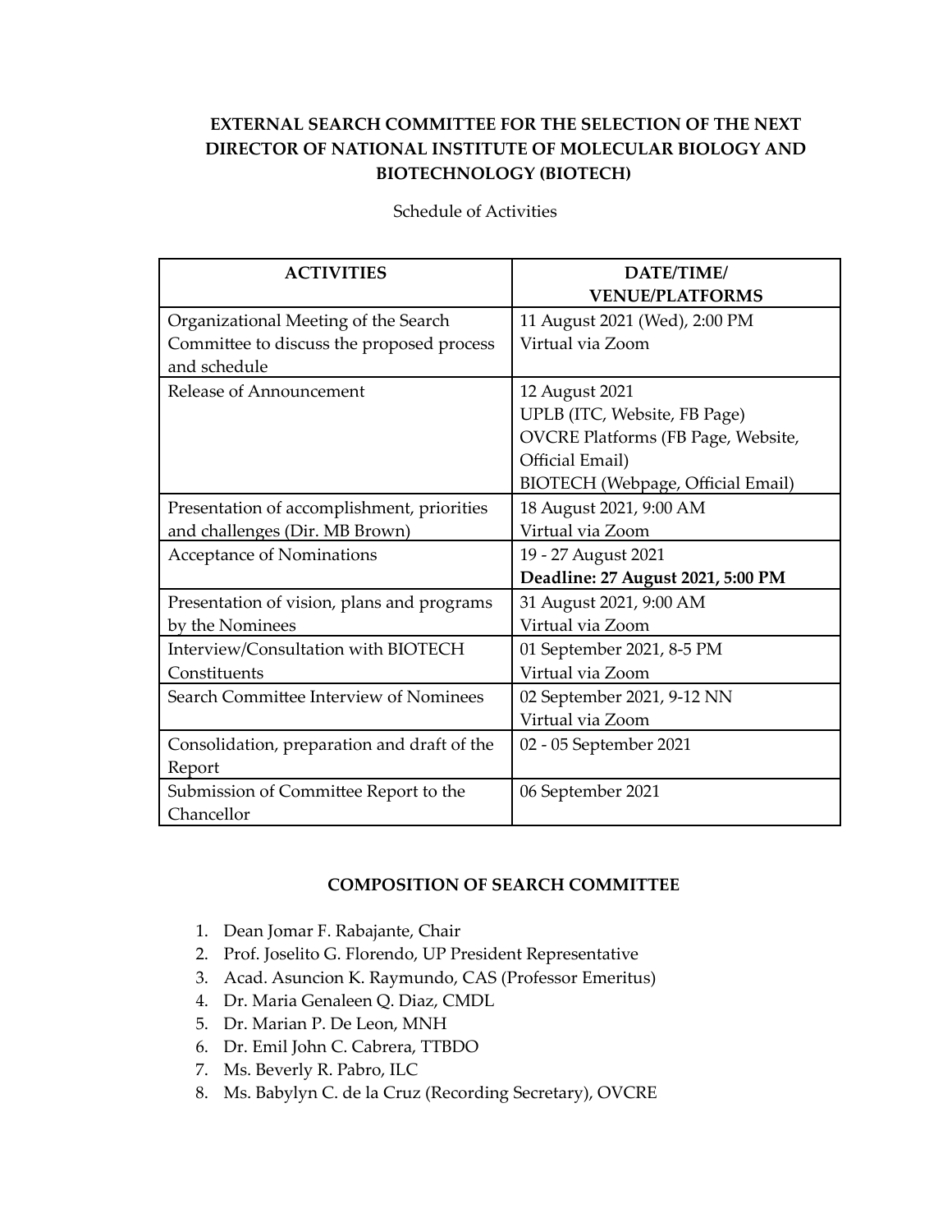# EXTERNAL SEARCH COMMITTEE FOR THE SELECTION OF THE NEXT DIRECTOR OF NATIONAL INSTITUTE OF MOLECULAR BIOLOGY AND BIOTECHNOLOGY (BIOTECH)

Schedule of Activities

| ACTIVITIES | DATE/TIME/ VENUE/PLATFORMS |
|---|---|
| Organizational Meeting of the Search Committee to discuss the proposed process and schedule | 11 August 2021 (Wed), 2:00 PM<br>Virtual via Zoom |
| Release of Announcement | 12 August 2021<br>UPLB (ITC, Website, FB Page)<br>OVCRE Platforms (FB Page, Website, Official Email)<br>BIOTECH (Webpage, Official Email) |
| Presentation of accomplishment, priorities and challenges (Dir. MB Brown) | 18 August 2021, 9:00 AM<br>Virtual via Zoom |
| Acceptance of Nominations | 19 - 27 August 2021<br>**Deadline: 27 August 2021, 5:00 PM** |
| Presentation of vision, plans and programs by the Nominees | 31 August 2021, 9:00 AM<br>Virtual via Zoom |
| Interview/Consultation with BIOTECH Constituents | 01 September 2021, 8-5 PM<br>Virtual via Zoom |
| Search Committee Interview of Nominees | 02 September 2021, 9-12 NN<br>Virtual via Zoom |
| Consolidation, preparation and draft of the Report | 02 - 05 September 2021 |
| Submission of Committee Report to the Chancellor | 06 September 2021 |

## COMPOSITION OF SEARCH COMMITTEE

1. Dean Jomar F. Rabajante, Chair
2. Prof. Joselito G. Florendo, UP President Representative
3. Acad. Asuncion K. Raymundo, CAS (Professor Emeritus)
4. Dr. Maria Genaleen Q. Diaz, CMDL
5. Dr. Marian P. De Leon, MNH
6. Dr. Emil John C. Cabrera, TTBDO
7. Ms. Beverly R. Pabro, ILC
8. Ms. Babylyn C. de la Cruz (Recording Secretary), OVCRE